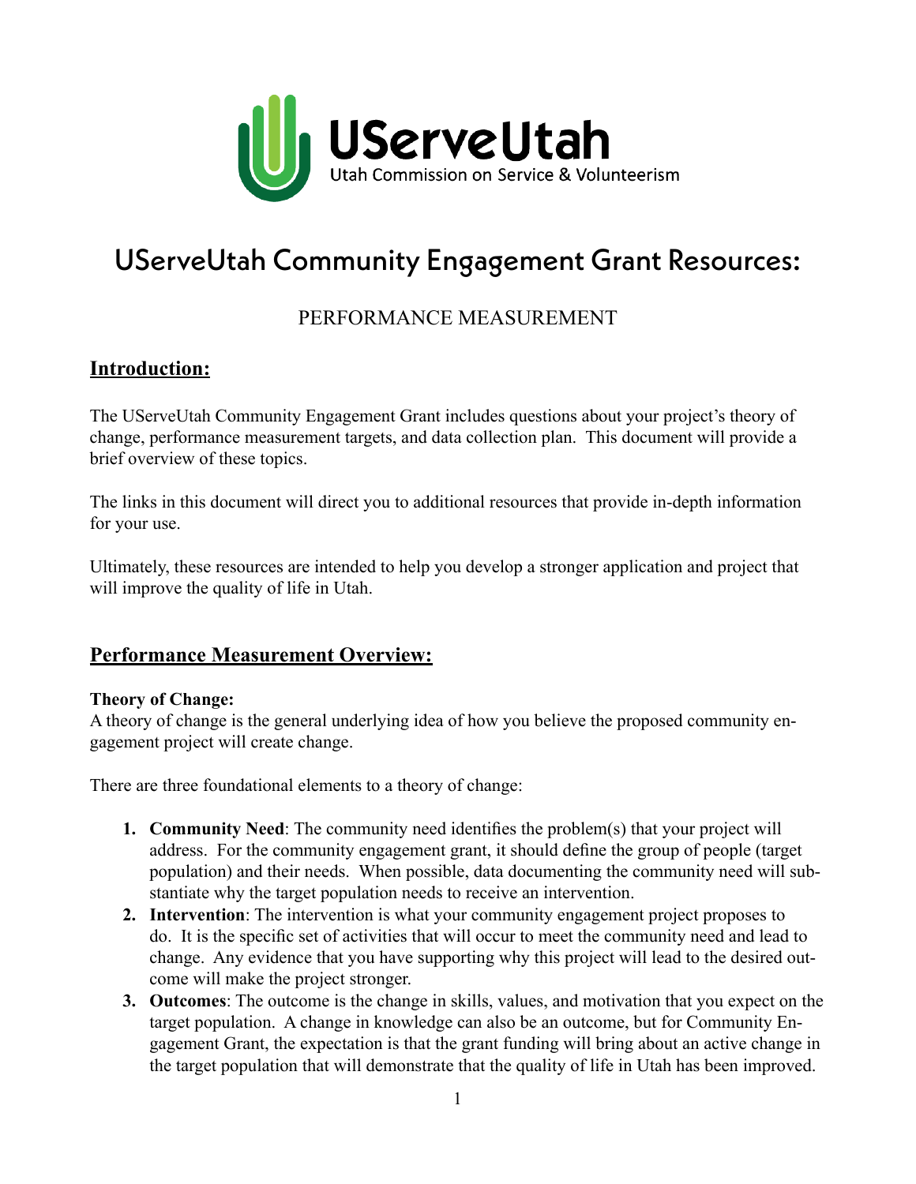UServeUtah
Utah Commission on Service & Volunteerism

# UServeUtah Community Engagement Grant Resources:

PERFORMANCE MEASUREMENT

## Introduction:

The UServeUtah Community Engagement Grant includes questions about your project's theory of change, performance measurement targets, and data collection plan. This document will provide a brief overview of these topics.

The links in this document will direct you to additional resources that provide in-depth information for your use.

Ultimately, these resources are intended to help you develop a stronger application and project that will improve the quality of life in Utah.

## Performance Measurement Overview:

**Theory of Change:**
A theory of change is the general underlying idea of how you believe the proposed community engagement project will create change.

There are three foundational elements to a theory of change:

1. **Community Need**: The community need identifies the problem(s) that your project will address. For the community engagement grant, it should define the group of people (target population) and their needs. When possible, data documenting the community need will substantiate why the target population needs to receive an intervention.
2. **Intervention**: The intervention is what your community engagement project proposes to do. It is the specific set of activities that will occur to meet the community need and lead to change. Any evidence that you have supporting why this project will lead to the desired outcome will make the project stronger.
3. **Outcomes**: The outcome is the change in skills, values, and motivation that you expect on the target population. A change in knowledge can also be an outcome, but for Community Engagement Grant, the expectation is that the grant funding will bring about an active change in the target population that will demonstrate that the quality of life in Utah has been improved.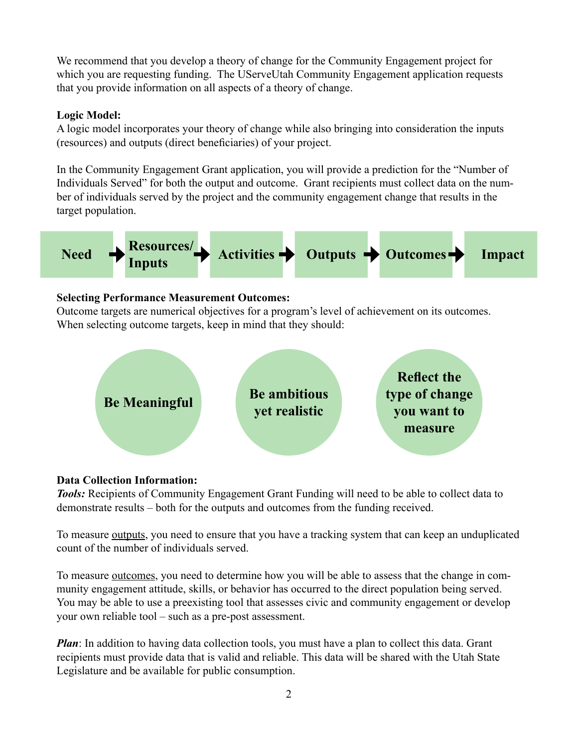We recommend that you develop a theory of change for the Community Engagement project for which you are requesting funding. The UServeUtah Community Engagement application requests that you provide information on all aspects of a theory of change.

**Logic Model:**
A logic model incorporates your theory of change while also bringing into consideration the inputs (resources) and outputs (direct beneficiaries) of your project.

In the Community Engagement Grant application, you will provide a prediction for the "Number of Individuals Served" for both the output and outcome. Grant recipients must collect data on the number of individuals served by the project and the community engagement change that results in the target population.

**Need** → **Resources/ Inputs** → **Activities** → **Outputs** → **Outcomes** → **Impact**

**Selecting Performance Measurement Outcomes:**
Outcome targets are numerical objectives for a program's level of achievement on its outcomes. When selecting outcome targets, keep in mind that they should:

- **Be Meaningful**
- **Be ambitious yet realistic**
- **Reflect the type of change you want to measure**

**Data Collection Information:**
***Tools:*** Recipients of Community Engagement Grant Funding will need to be able to collect data to demonstrate results – both for the outputs and outcomes from the funding received.

To measure outputs, you need to ensure that you have a tracking system that can keep an unduplicated count of the number of individuals served.

To measure outcomes, you need to determine how you will be able to assess that the change in community engagement attitude, skills, or behavior has occurred to the direct population being served. You may be able to use a preexisting tool that assesses civic and community engagement or develop your own reliable tool – such as a pre-post assessment.

***Plan***: In addition to having data collection tools, you must have a plan to collect this data. Grant recipients must provide data that is valid and reliable. This data will be shared with the Utah State Legislature and be available for public consumption.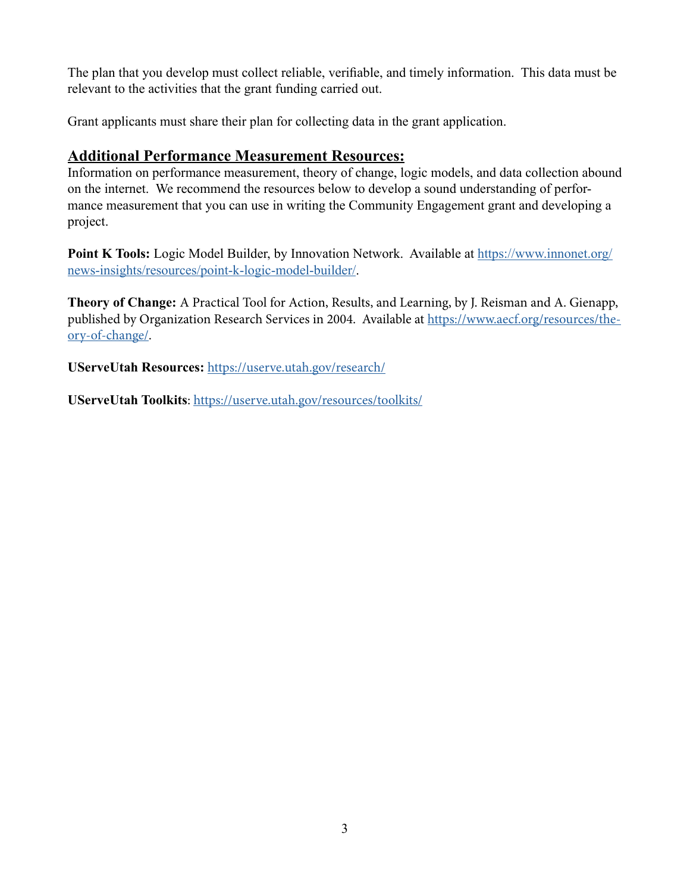The plan that you develop must collect reliable, verifiable, and timely information. This data must be relevant to the activities that the grant funding carried out.

Grant applicants must share their plan for collecting data in the grant application.

## Additional Performance Measurement Resources:

Information on performance measurement, theory of change, logic models, and data collection abound on the internet. We recommend the resources below to develop a sound understanding of performance measurement that you can use in writing the Community Engagement grant and developing a project.

**Point K Tools:** Logic Model Builder, by Innovation Network. Available at https://www.innonet.org/news-insights/resources/point-k-logic-model-builder/.

**Theory of Change:** A Practical Tool for Action, Results, and Learning, by J. Reisman and A. Gienapp, published by Organization Research Services in 2004. Available at https://www.aecf.org/resources/theory-of-change/.

**UServeUtah Resources:** https://userve.utah.gov/research/

**UServeUtah Toolkits**: https://userve.utah.gov/resources/toolkits/